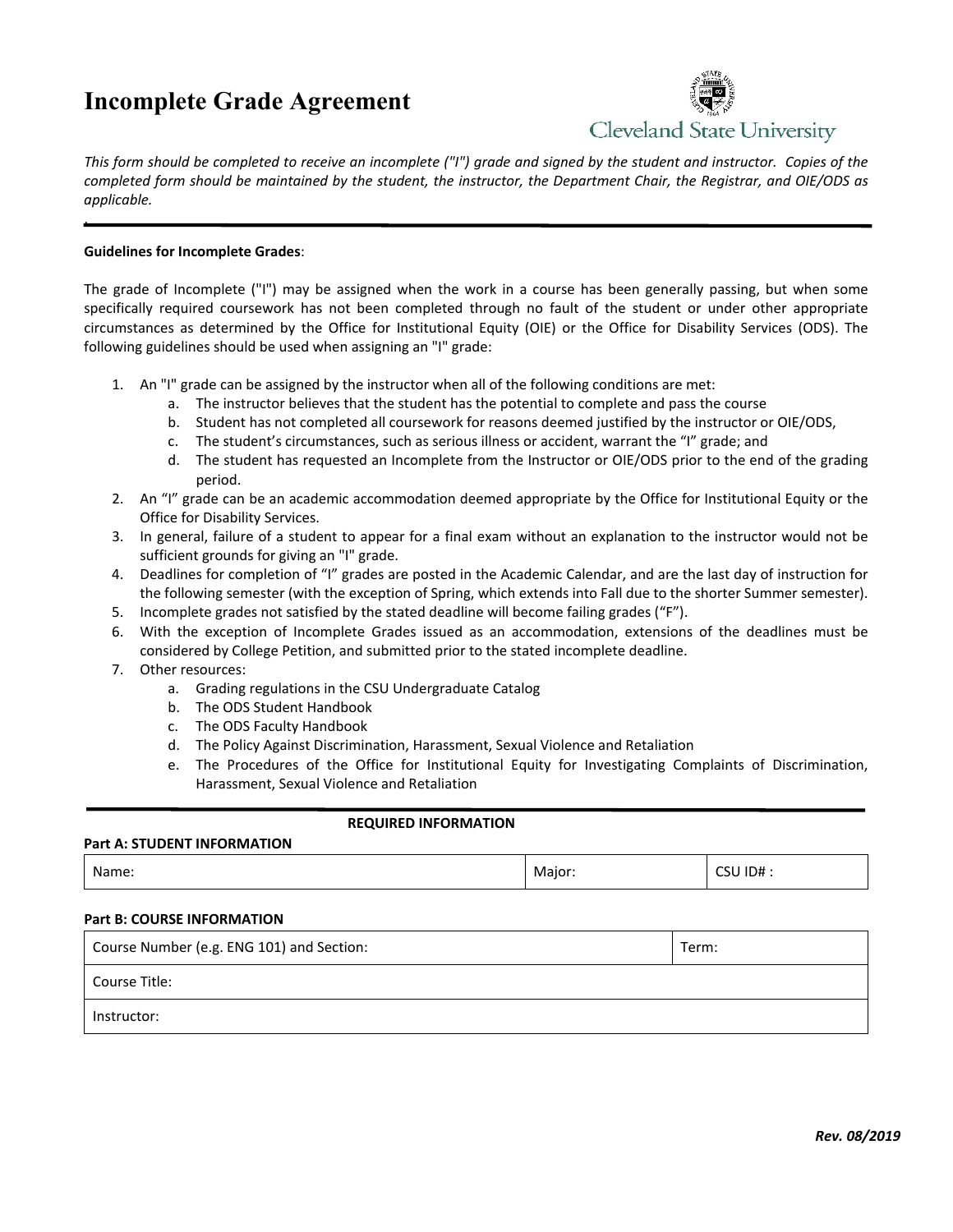# Incomplete Grade Agreement

Cleveland State University

*This form should be completed to receive an incomplete ("I") grade and signed by the student and instructor. Copies of the completed form should be maintained by the student, the instructor, the Department Chair, the Registrar, and OIE/ODS as applicable.*

---

**Guidelines for Incomplete Grades**:

The grade of Incomplete ("I") may be assigned when the work in a course has been generally passing, but when some specifically required coursework has not been completed through no fault of the student or under other appropriate circumstances as determined by the Office for Institutional Equity (OIE) or the Office for Disability Services (ODS). The following guidelines should be used when assigning an "I" grade:

1. An "I" grade can be assigned by the instructor when all of the following conditions are met:
   a. The instructor believes that the student has the potential to complete and pass the course
   b. Student has not completed all coursework for reasons deemed justified by the instructor or OIE/ODS,
   c. The student's circumstances, such as serious illness or accident, warrant the "I" grade; and
   d. The student has requested an Incomplete from the Instructor or OIE/ODS prior to the end of the grading period.
2. An "I" grade can be an academic accommodation deemed appropriate by the Office for Institutional Equity or the Office for Disability Services.
3. In general, failure of a student to appear for a final exam without an explanation to the instructor would not be sufficient grounds for giving an "I" grade.
4. Deadlines for completion of "I" grades are posted in the Academic Calendar, and are the last day of instruction for the following semester (with the exception of Spring, which extends into Fall due to the shorter Summer semester).
5. Incomplete grades not satisfied by the stated deadline will become failing grades ("F").
6. With the exception of Incomplete Grades issued as an accommodation, extensions of the deadlines must be considered by College Petition, and submitted prior to the stated incomplete deadline.
7. Other resources:
   a. Grading regulations in the CSU Undergraduate Catalog
   b. The ODS Student Handbook
   c. The ODS Faculty Handbook
   d. The Policy Against Discrimination, Harassment, Sexual Violence and Retaliation
   e. The Procedures of the Office for Institutional Equity for Investigating Complaints of Discrimination, Harassment, Sexual Violence and Retaliation

---

**REQUIRED INFORMATION**

**Part A: STUDENT INFORMATION**

| Name: | Major: | CSU ID# : |
|---|---|---|

**Part B: COURSE INFORMATION**

| Course Number (e.g. ENG 101) and Section: | Term: |
|---|---|
| Course Title: | |
| Instructor: | |

***Rev. 08/2019***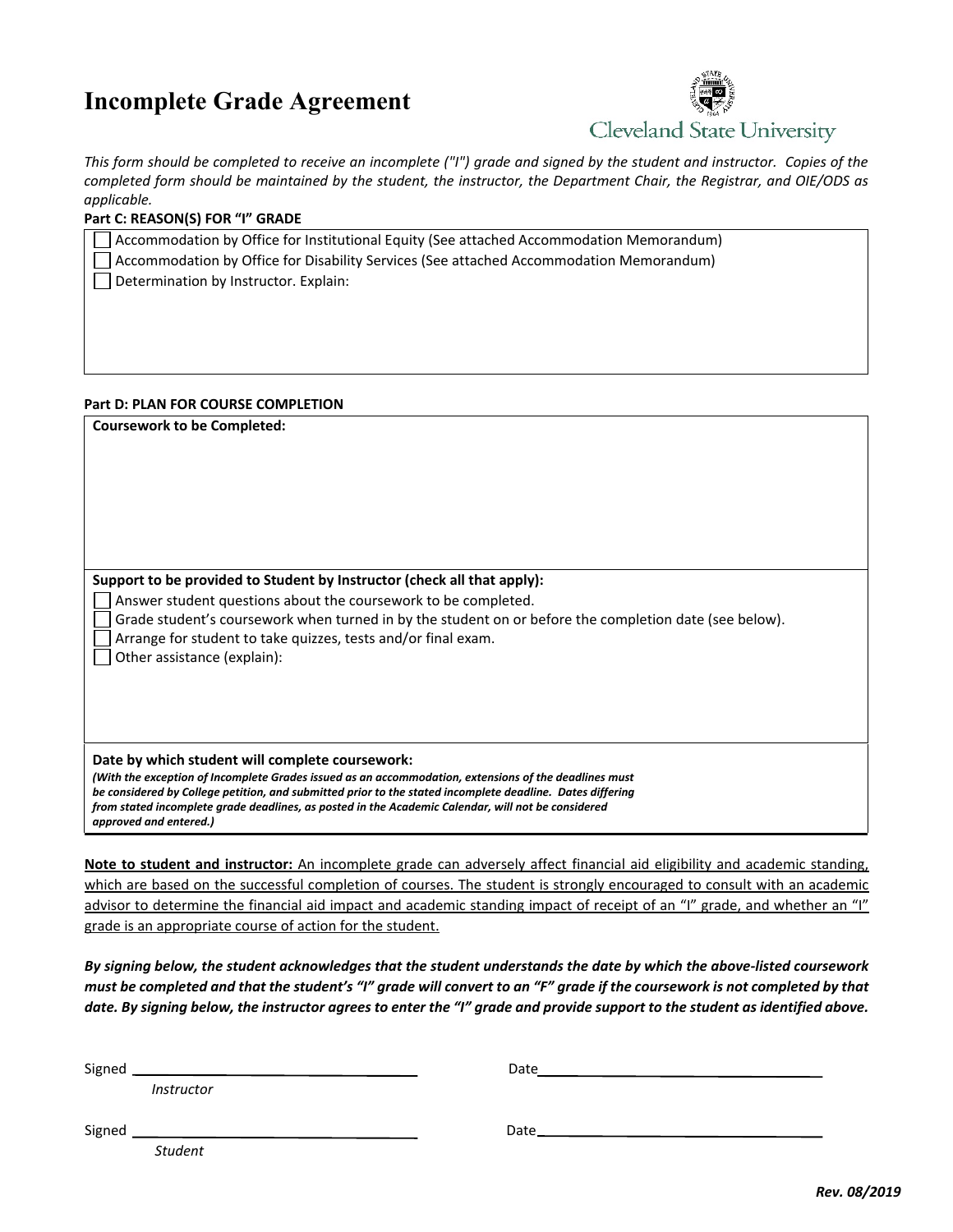# Incomplete Grade Agreement

Cleveland State University

*This form should be completed to receive an incomplete ("I") grade and signed by the student and instructor. Copies of the completed form should be maintained by the student, the instructor, the Department Chair, the Registrar, and OIE/ODS as applicable.*

**Part C: REASON(S) FOR "I" GRADE**

- ☐ Accommodation by Office for Institutional Equity (See attached Accommodation Memorandum)
- ☐ Accommodation by Office for Disability Services (See attached Accommodation Memorandum)
- ☐ Determination by Instructor. Explain:

**Part D: PLAN FOR COURSE COMPLETION**

**Coursework to be Completed:**

**Support to be provided to Student by Instructor (check all that apply):**

- ☐ Answer student questions about the coursework to be completed.
- ☐ Grade student's coursework when turned in by the student on or before the completion date (see below).
- ☐ Arrange for student to take quizzes, tests and/or final exam.
- ☐ Other assistance (explain):

**Date by which student will complete coursework:**
***(With the exception of Incomplete Grades issued as an accommodation, extensions of the deadlines must be considered by College petition, and submitted prior to the stated incomplete deadline. Dates differing from stated incomplete grade deadlines, as posted in the Academic Calendar, will not be considered approved and entered.)***

**Note to student and instructor:** An incomplete grade can adversely affect financial aid eligibility and academic standing, which are based on the successful completion of courses. The student is strongly encouraged to consult with an academic advisor to determine the financial aid impact and academic standing impact of receipt of an "I" grade, and whether an "I" grade is an appropriate course of action for the student.

***By signing below, the student acknowledges that the student understands the date by which the above-listed coursework must be completed and that the student's "I" grade will convert to an "F" grade if the coursework is not completed by that date. By signing below, the instructor agrees to enter the "I" grade and provide support to the student as identified above.***

Signed ______________________ Date ______________________
*Instructor*

Signed ______________________ Date ______________________
*Student*

***Rev. 08/2019***